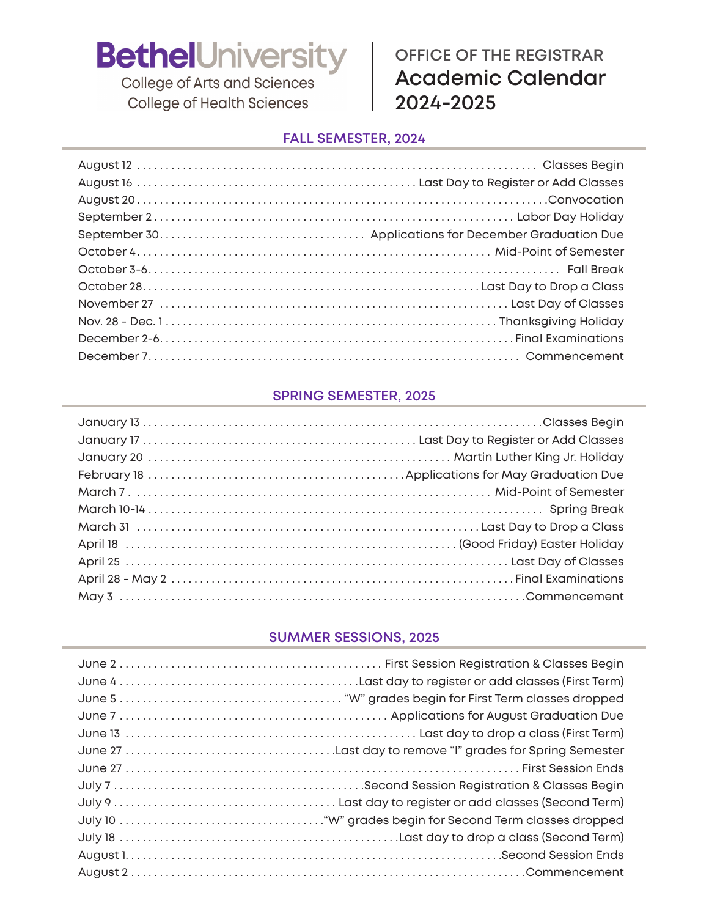# Bethel University

College of Arts and Sciences
College of Health Sciences

## OFFICE OF THE REGISTRAR
## Academic Calendar 2024-2025

### FALL SEMESTER, 2024

| | |
|---|---|
| August 12 | Classes Begin |
| August 16 | Last Day to Register or Add Classes |
| August 20 | Convocation |
| September 2 | Labor Day Holiday |
| September 30 | Applications for December Graduation Due |
| October 4 | Mid-Point of Semester |
| October 3-6 | Fall Break |
| October 28 | Last Day to Drop a Class |
| November 27 | Last Day of Classes |
| Nov. 28 - Dec. 1 | Thanksgiving Holiday |
| December 2-6 | Final Examinations |
| December 7 | Commencement |

### SPRING SEMESTER, 2025

| | |
|---|---|
| January 13 | Classes Begin |
| January 17 | Last Day to Register or Add Classes |
| January 20 | Martin Luther King Jr. Holiday |
| February 18 | Applications for May Graduation Due |
| March 7 | Mid-Point of Semester |
| March 10-14 | Spring Break |
| March 31 | Last Day to Drop a Class |
| April 18 | (Good Friday) Easter Holiday |
| April 25 | Last Day of Classes |
| April 28 - May 2 | Final Examinations |
| May 3 | Commencement |

### SUMMER SESSIONS, 2025

| | |
|---|---|
| June 2 | First Session Registration & Classes Begin |
| June 4 | Last day to register or add classes (First Term) |
| June 5 | "W" grades begin for First Term classes dropped |
| June 7 | Applications for August Graduation Due |
| June 13 | Last day to drop a class (First Term) |
| June 27 | Last day to remove "I" grades for Spring Semester |
| June 27 | First Session Ends |
| July 7 | Second Session Registration & Classes Begin |
| July 9 | Last day to register or add classes (Second Term) |
| July 10 | "W" grades begin for Second Term classes dropped |
| July 18 | Last day to drop a class (Second Term) |
| August 1 | Second Session Ends |
| August 2 | Commencement |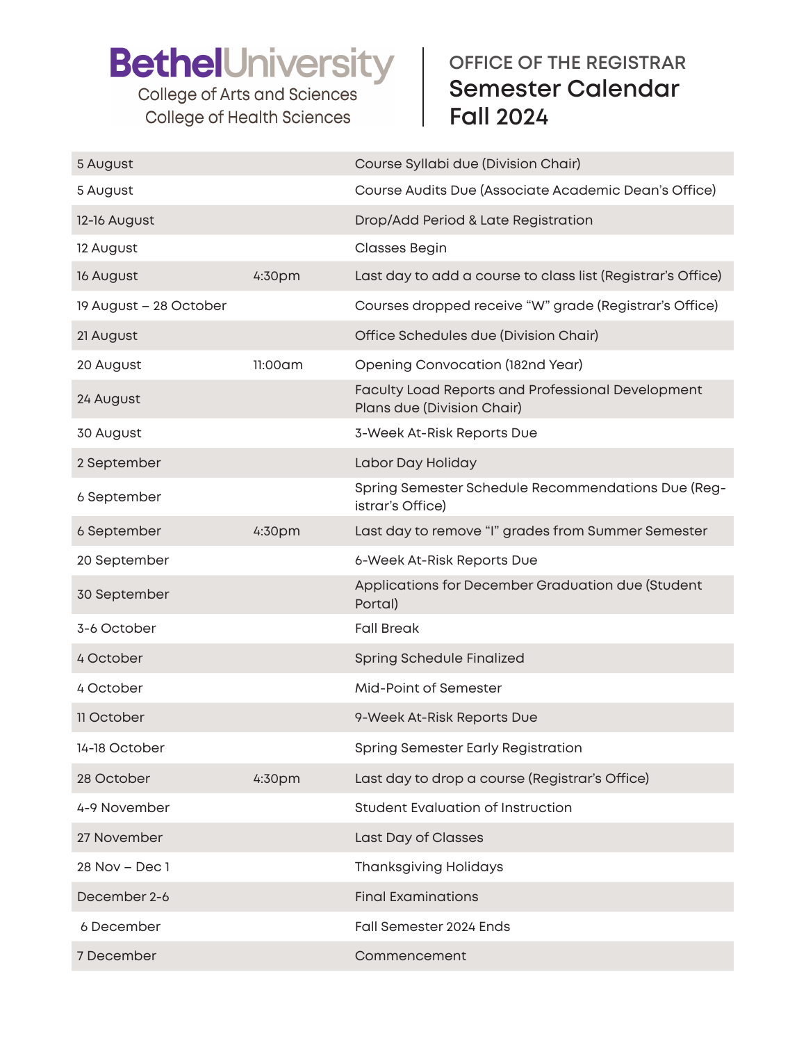**Bethel University**
College of Arts and Sciences
College of Health Sciences

OFFICE OF THE REGISTRAR
# Semester Calendar
# Fall 2024

| | | |
|---|---|---|
| 5 August | | Course Syllabi due (Division Chair) |
| 5 August | | Course Audits Due (Associate Academic Dean's Office) |
| 12-16 August | | Drop/Add Period & Late Registration |
| 12 August | | Classes Begin |
| 16 August | 4:30pm | Last day to add a course to class list (Registrar's Office) |
| 19 August – 28 October | | Courses dropped receive "W" grade (Registrar's Office) |
| 21 August | | Office Schedules due (Division Chair) |
| 20 August | 11:00am | Opening Convocation (182nd Year) |
| 24 August | | Faculty Load Reports and Professional Development Plans due (Division Chair) |
| 30 August | | 3-Week At-Risk Reports Due |
| 2 September | | Labor Day Holiday |
| 6 September | | Spring Semester Schedule Recommendations Due (Registrar's Office) |
| 6 September | 4:30pm | Last day to remove "I" grades from Summer Semester |
| 20 September | | 6-Week At-Risk Reports Due |
| 30 September | | Applications for December Graduation due (Student Portal) |
| 3-6 October | | Fall Break |
| 4 October | | Spring Schedule Finalized |
| 4 October | | Mid-Point of Semester |
| 11 October | | 9-Week At-Risk Reports Due |
| 14-18 October | | Spring Semester Early Registration |
| 28 October | 4:30pm | Last day to drop a course (Registrar's Office) |
| 4-9 November | | Student Evaluation of Instruction |
| 27 November | | Last Day of Classes |
| 28 Nov – Dec 1 | | Thanksgiving Holidays |
| December 2-6 | | Final Examinations |
| 6 December | | Fall Semester 2024 Ends |
| 7 December | | Commencement |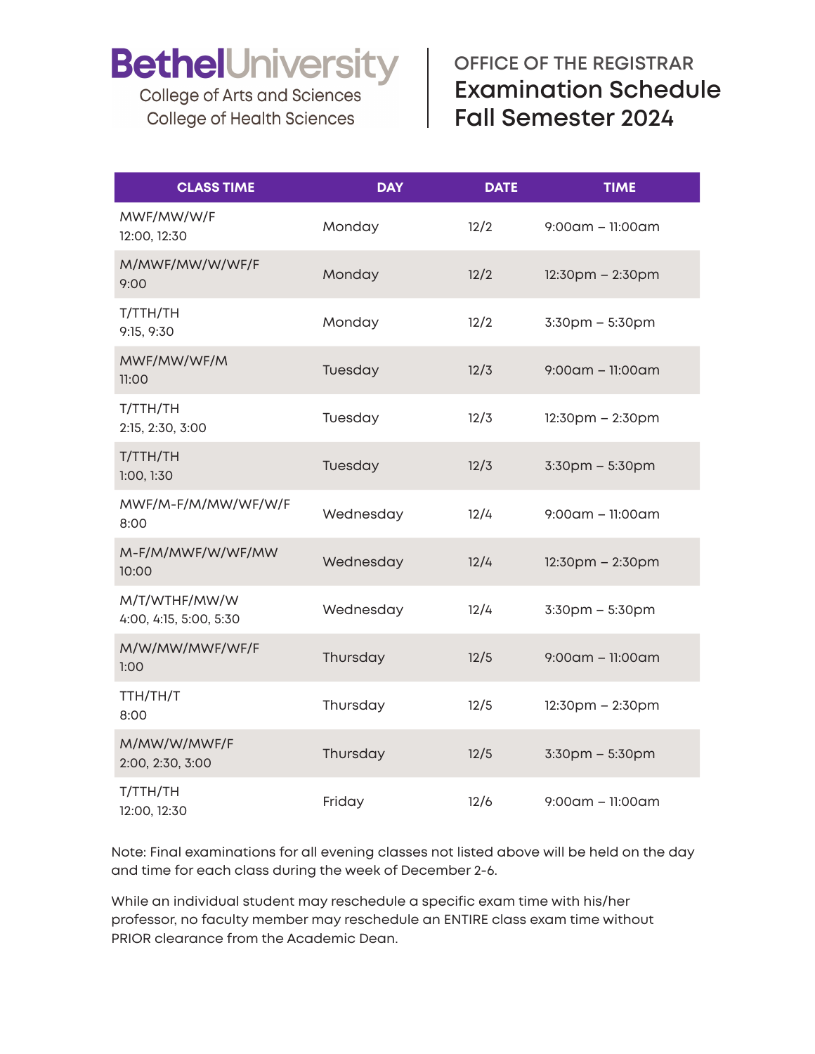**BethelUniversity**
College of Arts and Sciences
College of Health Sciences

# OFFICE OF THE REGISTRAR
## Examination Schedule Fall Semester 2024

| CLASS TIME | DAY | DATE | TIME |
| --- | --- | --- | --- |
| MWF/MW/W/F 12:00, 12:30 | Monday | 12/2 | 9:00am – 11:00am |
| M/MWF/MW/W/WF/F 9:00 | Monday | 12/2 | 12:30pm – 2:30pm |
| T/TTH/TH 9:15, 9:30 | Monday | 12/2 | 3:30pm – 5:30pm |
| MWF/MW/WF/M 11:00 | Tuesday | 12/3 | 9:00am – 11:00am |
| T/TTH/TH 2:15, 2:30, 3:00 | Tuesday | 12/3 | 12:30pm – 2:30pm |
| T/TTH/TH 1:00, 1:30 | Tuesday | 12/3 | 3:30pm – 5:30pm |
| MWF/M-F/M/MW/WF/W/F 8:00 | Wednesday | 12/4 | 9:00am – 11:00am |
| M-F/M/MWF/W/WF/MW 10:00 | Wednesday | 12/4 | 12:30pm – 2:30pm |
| M/T/WTHF/MW/W 4:00, 4:15, 5:00, 5:30 | Wednesday | 12/4 | 3:30pm – 5:30pm |
| M/W/MW/MWF/WF/F 1:00 | Thursday | 12/5 | 9:00am – 11:00am |
| TTH/TH/T 8:00 | Thursday | 12/5 | 12:30pm – 2:30pm |
| M/MW/W/MWF/F 2:00, 2:30, 3:00 | Thursday | 12/5 | 3:30pm – 5:30pm |
| T/TTH/TH 12:00, 12:30 | Friday | 12/6 | 9:00am – 11:00am |

Note: Final examinations for all evening classes not listed above will be held on the day and time for each class during the week of December 2-6.

While an individual student may reschedule a specific exam time with his/her professor, no faculty member may reschedule an ENTIRE class exam time without PRIOR clearance from the Academic Dean.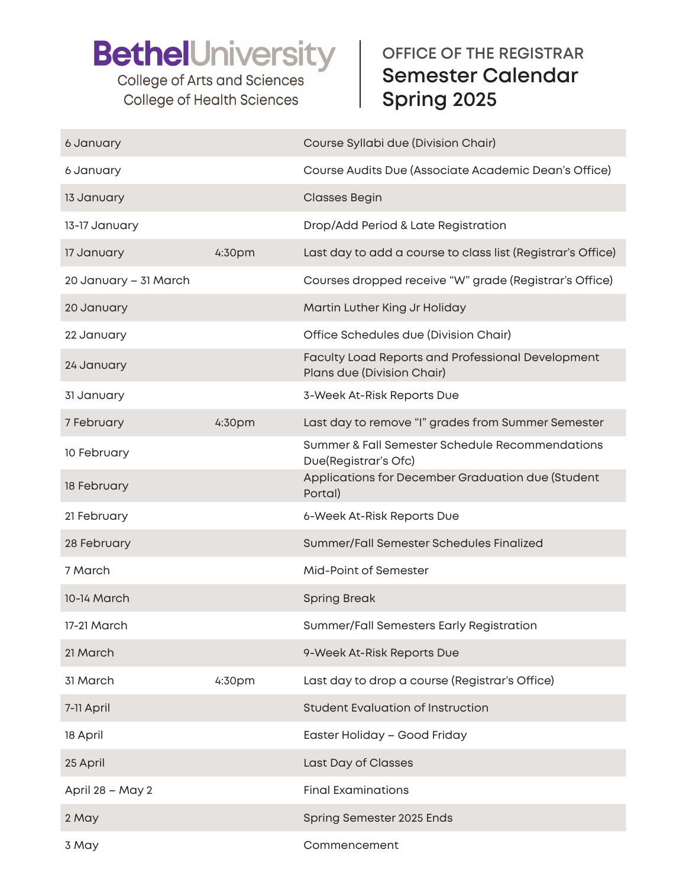**Bethel University**
College of Arts and Sciences
College of Health Sciences

OFFICE OF THE REGISTRAR
# Semester Calendar Spring 2025

| | | |
|---|---|---|
| 6 January | | Course Syllabi due (Division Chair) |
| 6 January | | Course Audits Due (Associate Academic Dean's Office) |
| 13 January | | Classes Begin |
| 13-17 January | | Drop/Add Period & Late Registration |
| 17 January | 4:30pm | Last day to add a course to class list (Registrar's Office) |
| 20 January – 31 March | | Courses dropped receive "W" grade (Registrar's Office) |
| 20 January | | Martin Luther King Jr Holiday |
| 22 January | | Office Schedules due (Division Chair) |
| 24 January | | Faculty Load Reports and Professional Development Plans due (Division Chair) |
| 31 January | | 3-Week At-Risk Reports Due |
| 7 February | 4:30pm | Last day to remove "I" grades from Summer Semester |
| 10 February | | Summer & Fall Semester Schedule Recommendations Due(Registrar's Ofc) |
| 18 February | | Applications for December Graduation due (Student Portal) |
| 21 February | | 6-Week At-Risk Reports Due |
| 28 February | | Summer/Fall Semester Schedules Finalized |
| 7 March | | Mid-Point of Semester |
| 10-14 March | | Spring Break |
| 17-21 March | | Summer/Fall Semesters Early Registration |
| 21 March | | 9-Week At-Risk Reports Due |
| 31 March | 4:30pm | Last day to drop a course (Registrar's Office) |
| 7-11 April | | Student Evaluation of Instruction |
| 18 April | | Easter Holiday – Good Friday |
| 25 April | | Last Day of Classes |
| April 28 – May 2 | | Final Examinations |
| 2 May | | Spring Semester 2025 Ends |
| 3 May | | Commencement |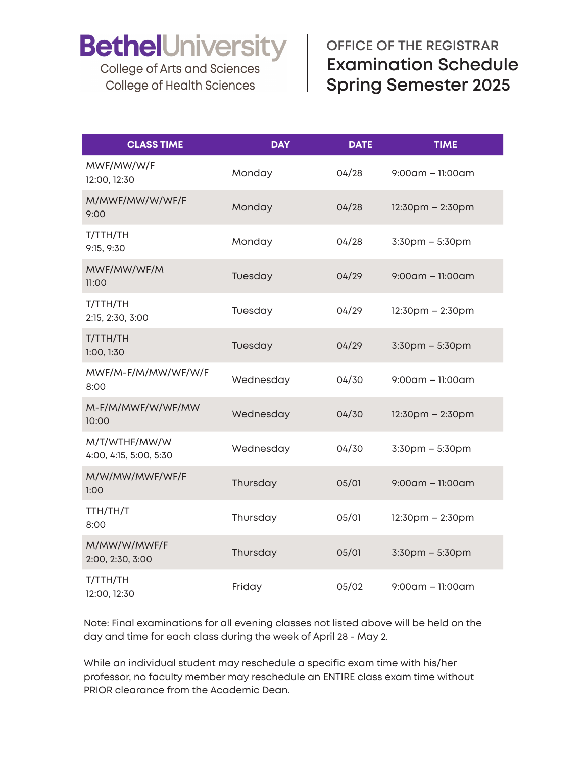# Bethel University

College of Arts and Sciences
College of Health Sciences

OFFICE OF THE REGISTRAR

## Examination Schedule Spring Semester 2025

| CLASS TIME | DAY | DATE | TIME |
|---|---|---|---|
| MWF/MW/W/F 12:00, 12:30 | Monday | 04/28 | 9:00am – 11:00am |
| M/MWF/MW/W/WF/F 9:00 | Monday | 04/28 | 12:30pm – 2:30pm |
| T/TTH/TH 9:15, 9:30 | Monday | 04/28 | 3:30pm – 5:30pm |
| MWF/MW/WF/M 11:00 | Tuesday | 04/29 | 9:00am – 11:00am |
| T/TTH/TH 2:15, 2:30, 3:00 | Tuesday | 04/29 | 12:30pm – 2:30pm |
| T/TTH/TH 1:00, 1:30 | Tuesday | 04/29 | 3:30pm – 5:30pm |
| MWF/M-F/M/MW/WF/W/F 8:00 | Wednesday | 04/30 | 9:00am – 11:00am |
| M-F/M/MWF/W/WF/MW 10:00 | Wednesday | 04/30 | 12:30pm – 2:30pm |
| M/T/WTHF/MW/W 4:00, 4:15, 5:00, 5:30 | Wednesday | 04/30 | 3:30pm – 5:30pm |
| M/W/MW/MWF/WF/F 1:00 | Thursday | 05/01 | 9:00am – 11:00am |
| TTH/TH/T 8:00 | Thursday | 05/01 | 12:30pm – 2:30pm |
| M/MW/W/MWF/F 2:00, 2:30, 3:00 | Thursday | 05/01 | 3:30pm – 5:30pm |
| T/TTH/TH 12:00, 12:30 | Friday | 05/02 | 9:00am – 11:00am |

Note: Final examinations for all evening classes not listed above will be held on the day and time for each class during the week of April 28 - May 2.

While an individual student may reschedule a specific exam time with his/her professor, no faculty member may reschedule an ENTIRE class exam time without PRIOR clearance from the Academic Dean.